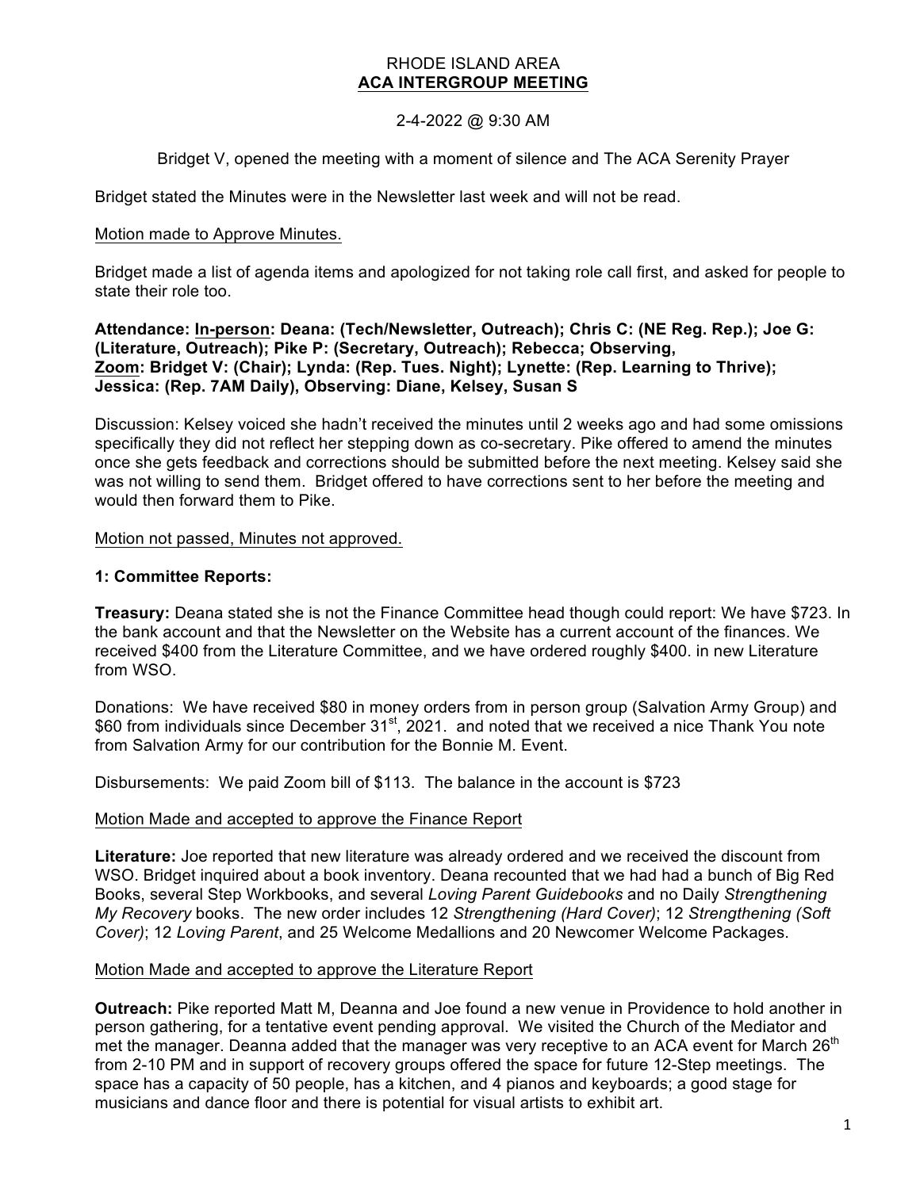RHODE ISLAND AREA

**ACA INTERGROUP MEETING**

2-4-2022 @ 9:30 AM

Bridget V, opened the meeting with a moment of silence and The ACA Serenity Prayer

Bridget stated the Minutes were in the Newsletter last week and will not be read.

Motion made to Approve Minutes.

Bridget made a list of agenda items and apologized for not taking role call first, and asked for people to state their role too.

**Attendance: In-person: Deana: (Tech/Newsletter, Outreach); Chris C: (NE Reg. Rep.); Joe G: (Literature, Outreach); Pike P: (Secretary, Outreach); Rebecca; Observing,**
**Zoom: Bridget V: (Chair); Lynda: (Rep. Tues. Night); Lynette: (Rep. Learning to Thrive); Jessica: (Rep. 7AM Daily), Observing: Diane, Kelsey, Susan S**

Discussion: Kelsey voiced she hadn't received the minutes until 2 weeks ago and had some omissions specifically they did not reflect her stepping down as co-secretary. Pike offered to amend the minutes once she gets feedback and corrections should be submitted before the next meeting. Kelsey said she was not willing to send them. Bridget offered to have corrections sent to her before the meeting and would then forward them to Pike.

Motion not passed, Minutes not approved.

### 1: Committee Reports:

**Treasury:** Deana stated she is not the Finance Committee head though could report: We have $723. In the bank account and that the Newsletter on the Website has a current account of the finances. We received $400 from the Literature Committee, and we have ordered roughly $400. in new Literature from WSO.

Donations: We have received $80 in money orders from in person group (Salvation Army Group) and $60 from individuals since December 31st, 2021. and noted that we received a nice Thank You note from Salvation Army for our contribution for the Bonnie M. Event.

Disbursements: We paid Zoom bill of $113. The balance in the account is $723

Motion Made and accepted to approve the Finance Report

**Literature:** Joe reported that new literature was already ordered and we received the discount from WSO. Bridget inquired about a book inventory. Deana recounted that we had had a bunch of Big Red Books, several Step Workbooks, and several *Loving Parent Guidebooks* and no Daily *Strengthening My Recovery* books. The new order includes 12 *Strengthening (Hard Cover)*; 12 *Strengthening (Soft Cover)*; 12 *Loving Parent*, and 25 Welcome Medallions and 20 Newcomer Welcome Packages.

Motion Made and accepted to approve the Literature Report

**Outreach:** Pike reported Matt M, Deanna and Joe found a new venue in Providence to hold another in person gathering, for a tentative event pending approval. We visited the Church of the Mediator and met the manager. Deanna added that the manager was very receptive to an ACA event for March 26th from 2-10 PM and in support of recovery groups offered the space for future 12-Step meetings. The space has a capacity of 50 people, has a kitchen, and 4 pianos and keyboards; a good stage for musicians and dance floor and there is potential for visual artists to exhibit art.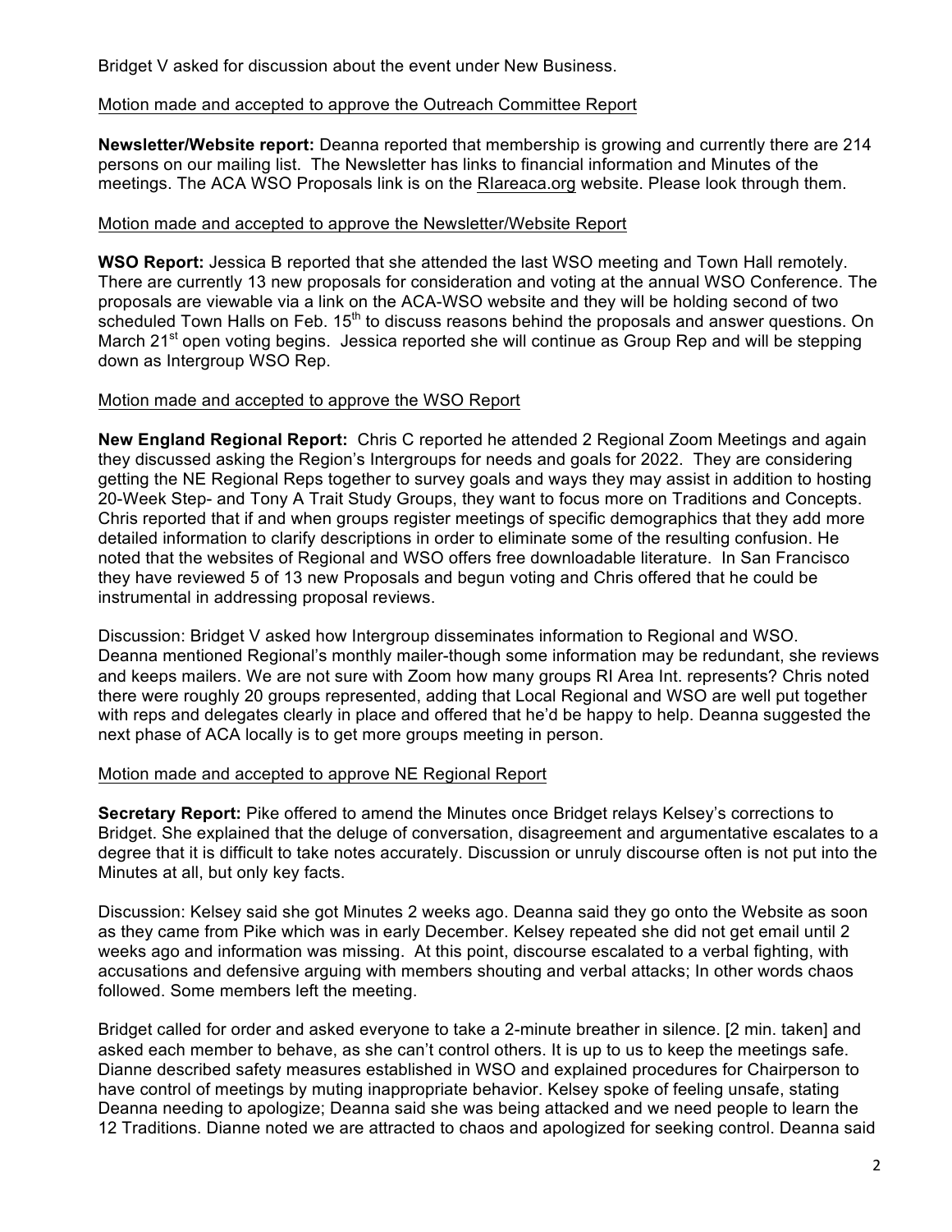Bridget V asked for discussion about the event under New Business.

Motion made and accepted to approve the Outreach Committee Report

**Newsletter/Website report:** Deanna reported that membership is growing and currently there are 214 persons on our mailing list. The Newsletter has links to financial information and Minutes of the meetings. The ACA WSO Proposals link is on the RIareaca.org website. Please look through them.

Motion made and accepted to approve the Newsletter/Website Report

**WSO Report:** Jessica B reported that she attended the last WSO meeting and Town Hall remotely. There are currently 13 new proposals for consideration and voting at the annual WSO Conference. The proposals are viewable via a link on the ACA-WSO website and they will be holding second of two scheduled Town Halls on Feb. 15th to discuss reasons behind the proposals and answer questions. On March 21st open voting begins. Jessica reported she will continue as Group Rep and will be stepping down as Intergroup WSO Rep.

Motion made and accepted to approve the WSO Report

**New England Regional Report:** Chris C reported he attended 2 Regional Zoom Meetings and again they discussed asking the Region's Intergroups for needs and goals for 2022. They are considering getting the NE Regional Reps together to survey goals and ways they may assist in addition to hosting 20-Week Step- and Tony A Trait Study Groups, they want to focus more on Traditions and Concepts. Chris reported that if and when groups register meetings of specific demographics that they add more detailed information to clarify descriptions in order to eliminate some of the resulting confusion. He noted that the websites of Regional and WSO offers free downloadable literature. In San Francisco they have reviewed 5 of 13 new Proposals and begun voting and Chris offered that he could be instrumental in addressing proposal reviews.

Discussion: Bridget V asked how Intergroup disseminates information to Regional and WSO. Deanna mentioned Regional's monthly mailer-though some information may be redundant, she reviews and keeps mailers. We are not sure with Zoom how many groups RI Area Int. represents? Chris noted there were roughly 20 groups represented, adding that Local Regional and WSO are well put together with reps and delegates clearly in place and offered that he'd be happy to help. Deanna suggested the next phase of ACA locally is to get more groups meeting in person.

Motion made and accepted to approve NE Regional Report

**Secretary Report:** Pike offered to amend the Minutes once Bridget relays Kelsey's corrections to Bridget. She explained that the deluge of conversation, disagreement and argumentative escalates to a degree that it is difficult to take notes accurately. Discussion or unruly discourse often is not put into the Minutes at all, but only key facts.

Discussion: Kelsey said she got Minutes 2 weeks ago. Deanna said they go onto the Website as soon as they came from Pike which was in early December. Kelsey repeated she did not get email until 2 weeks ago and information was missing. At this point, discourse escalated to a verbal fighting, with accusations and defensive arguing with members shouting and verbal attacks; In other words chaos followed. Some members left the meeting.

Bridget called for order and asked everyone to take a 2-minute breather in silence. [2 min. taken] and asked each member to behave, as she can't control others. It is up to us to keep the meetings safe. Dianne described safety measures established in WSO and explained procedures for Chairperson to have control of meetings by muting inappropriate behavior. Kelsey spoke of feeling unsafe, stating Deanna needing to apologize; Deanna said she was being attacked and we need people to learn the 12 Traditions. Dianne noted we are attracted to chaos and apologized for seeking control. Deanna said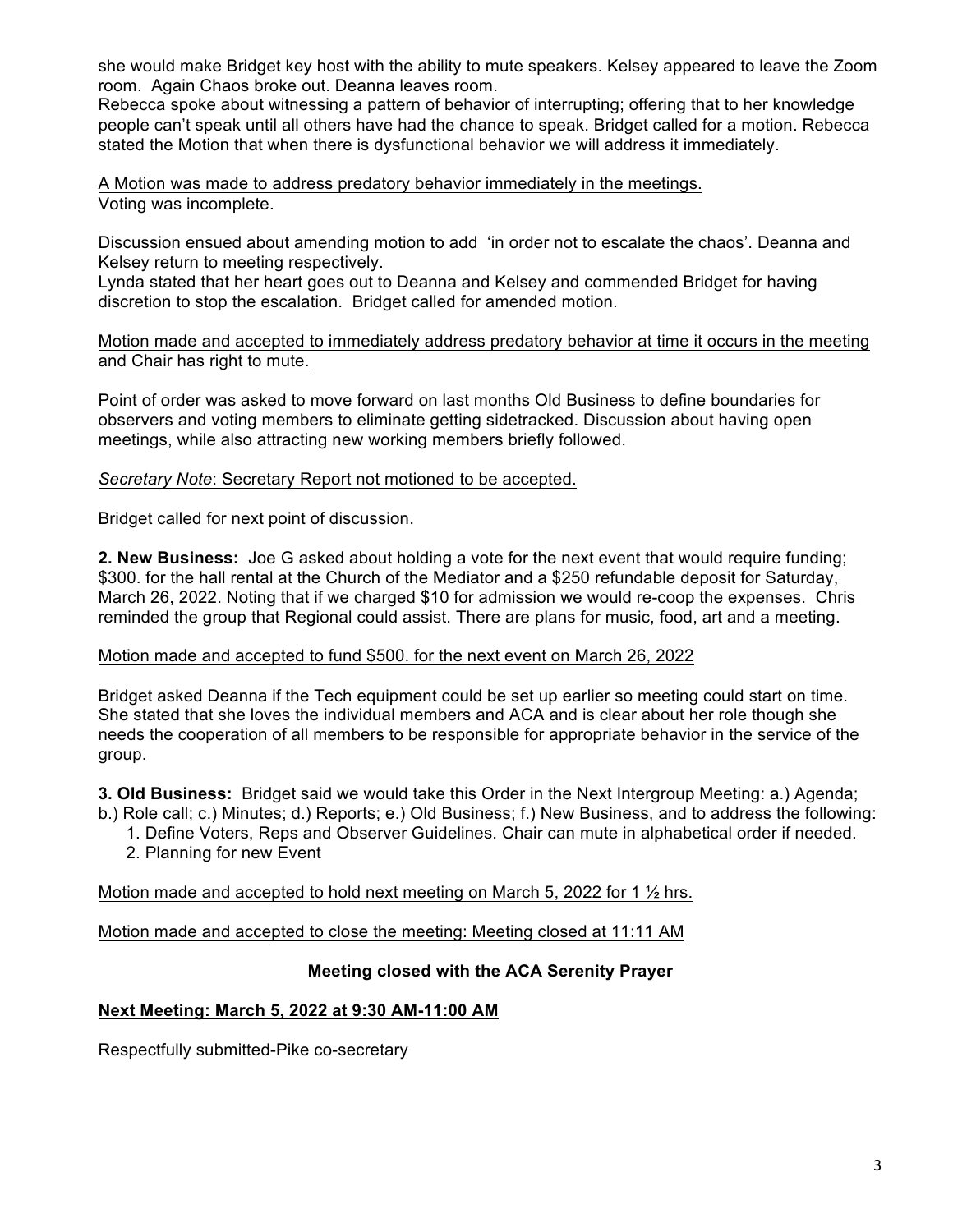she would make Bridget key host with the ability to mute speakers. Kelsey appeared to leave the Zoom room. Again Chaos broke out. Deanna leaves room.
Rebecca spoke about witnessing a pattern of behavior of interrupting; offering that to her knowledge people can't speak until all others have had the chance to speak. Bridget called for a motion. Rebecca stated the Motion that when there is dysfunctional behavior we will address it immediately.

<u>A Motion was made to address predatory behavior immediately in the meetings.</u>
Voting was incomplete.

Discussion ensued about amending motion to add 'in order not to escalate the chaos'. Deanna and Kelsey return to meeting respectively.
Lynda stated that her heart goes out to Deanna and Kelsey and commended Bridget for having discretion to stop the escalation. Bridget called for amended motion.

<u>Motion made and accepted to immediately address predatory behavior at time it occurs in the meeting and Chair has right to mute.</u>

Point of order was asked to move forward on last months Old Business to define boundaries for observers and voting members to eliminate getting sidetracked. Discussion about having open meetings, while also attracting new working members briefly followed.

<u>*Secretary Note*: Secretary Report not motioned to be accepted.</u>

Bridget called for next point of discussion.

**2. New Business:** Joe G asked about holding a vote for the next event that would require funding; $300. for the hall rental at the Church of the Mediator and a $250 refundable deposit for Saturday, March 26, 2022. Noting that if we charged $10 for admission we would re-coop the expenses. Chris reminded the group that Regional could assist. There are plans for music, food, art and a meeting.

<u>Motion made and accepted to fund $500. for the next event on March 26, 2022</u>

Bridget asked Deanna if the Tech equipment could be set up earlier so meeting could start on time. She stated that she loves the individual members and ACA and is clear about her role though she needs the cooperation of all members to be responsible for appropriate behavior in the service of the group.

**3. Old Business:** Bridget said we would take this Order in the Next Intergroup Meeting: a.) Agenda; b.) Role call; c.) Minutes; d.) Reports; e.) Old Business; f.) New Business, and to address the following:

1. Define Voters, Reps and Observer Guidelines. Chair can mute in alphabetical order if needed.
2. Planning for new Event

<u>Motion made and accepted to hold next meeting on March 5, 2022 for 1 ½ hrs.</u>

<u>Motion made and accepted to close the meeting: Meeting closed at 11:11 AM</u>

**Meeting closed with the ACA Serenity Prayer**

**<u>Next Meeting: March 5, 2022 at 9:30 AM-11:00 AM</u>**

Respectfully submitted-Pike co-secretary